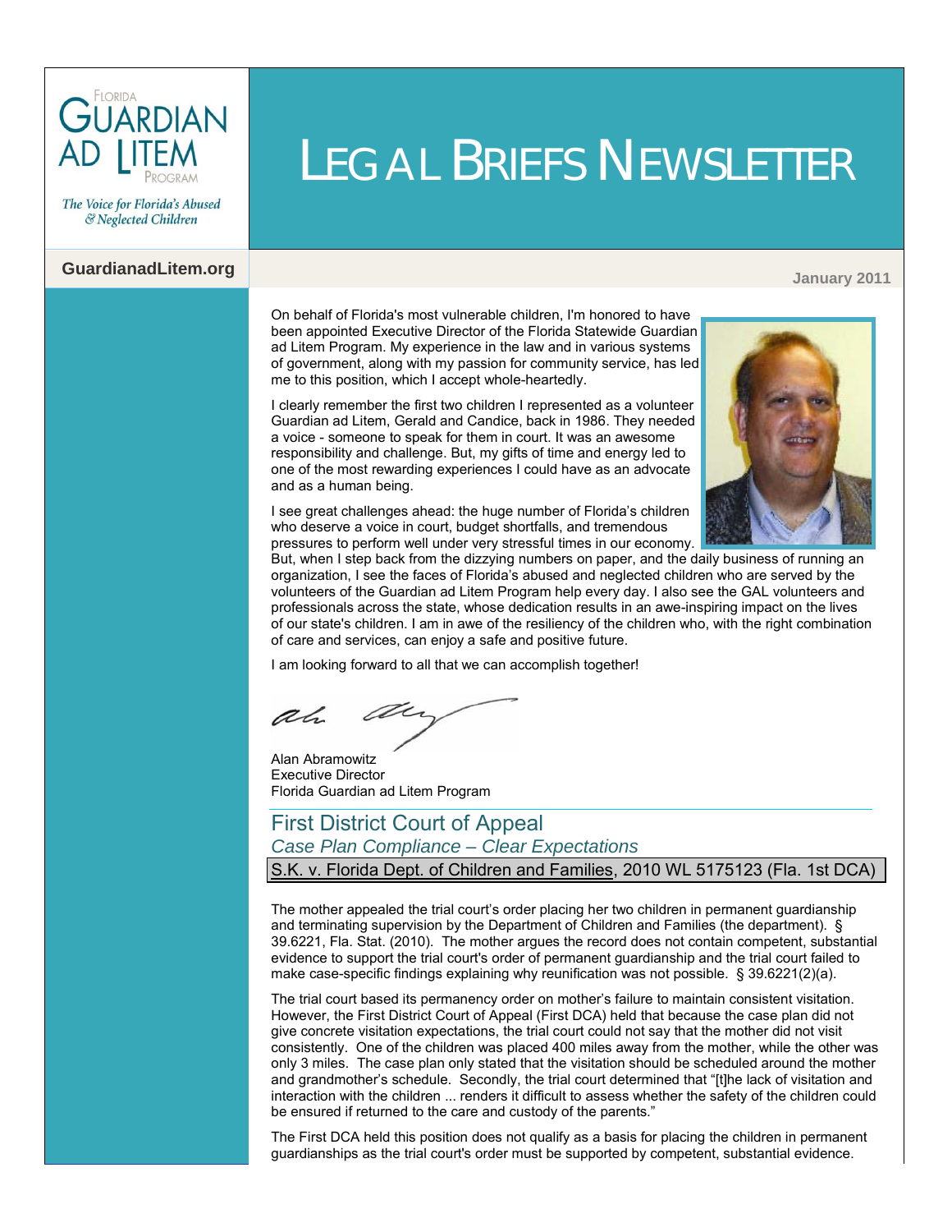FLORIDA GUARDIAN AD LITEM PROGRAM

*The Voice for Florida's Abused & Neglected Children*

GuardianadLitem.org

# LEGAL BRIEFS NEWSLETTER

January 2011

On behalf of Florida's most vulnerable children, I'm honored to have been appointed Executive Director of the Florida Statewide Guardian ad Litem Program. My experience in the law and in various systems of government, along with my passion for community service, has led me to this position, which I accept whole-heartedly.

I clearly remember the first two children I represented as a volunteer Guardian ad Litem, Gerald and Candice, back in 1986. They needed a voice - someone to speak for them in court. It was an awesome responsibility and challenge. But, my gifts of time and energy led to one of the most rewarding experiences I could have as an advocate and as a human being.

I see great challenges ahead: the huge number of Florida's children who deserve a voice in court, budget shortfalls, and tremendous pressures to perform well under very stressful times in our economy. But, when I step back from the dizzying numbers on paper, and the daily business of running an organization, I see the faces of Florida's abused and neglected children who are served by the volunteers of the Guardian ad Litem Program help every day. I also see the GAL volunteers and professionals across the state, whose dedication results in an awe-inspiring impact on the lives of our state's children. I am in awe of the resiliency of the children who, with the right combination of care and services, can enjoy a safe and positive future.

I am looking forward to all that we can accomplish together!

Alan Abramowitz
Executive Director
Florida Guardian ad Litem Program

## First District Court of Appeal

### *Case Plan Compliance – Clear Expectations*

S.K. v. Florida Dept. of Children and Families, 2010 WL 5175123 (Fla. 1st DCA)

The mother appealed the trial court's order placing her two children in permanent guardianship and terminating supervision by the Department of Children and Families (the department). § 39.6221, Fla. Stat. (2010). The mother argues the record does not contain competent, substantial evidence to support the trial court's order of permanent guardianship and the trial court failed to make case-specific findings explaining why reunification was not possible. § 39.6221(2)(a).

The trial court based its permanency order on mother's failure to maintain consistent visitation. However, the First District Court of Appeal (First DCA) held that because the case plan did not give concrete visitation expectations, the trial court could not say that the mother did not visit consistently. One of the children was placed 400 miles away from the mother, while the other was only 3 miles. The case plan only stated that the visitation should be scheduled around the mother and grandmother's schedule. Secondly, the trial court determined that "[t]he lack of visitation and interaction with the children ... renders it difficult to assess whether the safety of the children could be ensured if returned to the care and custody of the parents."

The First DCA held this position does not qualify as a basis for placing the children in permanent guardianships as the trial court's order must be supported by competent, substantial evidence.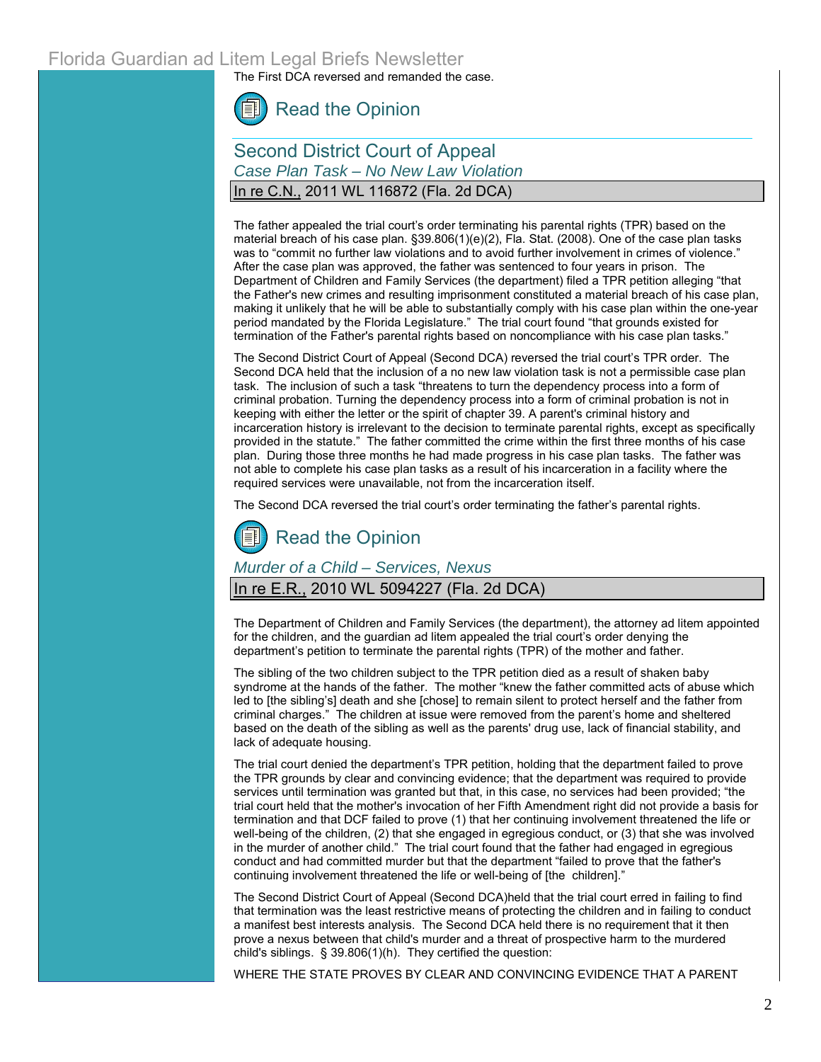The First DCA reversed and remanded the case.

Read the Opinion

## Second District Court of Appeal

### *Case Plan Task – No New Law Violation*

In re C.N., 2011 WL 116872 (Fla. 2d DCA)

The father appealed the trial court's order terminating his parental rights (TPR) based on the material breach of his case plan. §39.806(1)(e)(2), Fla. Stat. (2008). One of the case plan tasks was to "commit no further law violations and to avoid further involvement in crimes of violence." After the case plan was approved, the father was sentenced to four years in prison. The Department of Children and Family Services (the department) filed a TPR petition alleging "that the Father's new crimes and resulting imprisonment constituted a material breach of his case plan, making it unlikely that he will be able to substantially comply with his case plan within the one-year period mandated by the Florida Legislature." The trial court found "that grounds existed for termination of the Father's parental rights based on noncompliance with his case plan tasks."

The Second District Court of Appeal (Second DCA) reversed the trial court's TPR order. The Second DCA held that the inclusion of a no new law violation task is not a permissible case plan task. The inclusion of such a task "threatens to turn the dependency process into a form of criminal probation. Turning the dependency process into a form of criminal probation is not in keeping with either the letter or the spirit of chapter 39. A parent's criminal history and incarceration history is irrelevant to the decision to terminate parental rights, except as specifically provided in the statute." The father committed the crime within the first three months of his case plan. During those three months he had made progress in his case plan tasks. The father was not able to complete his case plan tasks as a result of his incarceration in a facility where the required services were unavailable, not from the incarceration itself.

The Second DCA reversed the trial court's order terminating the father's parental rights.

Read the Opinion

### *Murder of a Child – Services, Nexus*

In re E.R., 2010 WL 5094227 (Fla. 2d DCA)

The Department of Children and Family Services (the department), the attorney ad litem appointed for the children, and the guardian ad litem appealed the trial court's order denying the department's petition to terminate the parental rights (TPR) of the mother and father.

The sibling of the two children subject to the TPR petition died as a result of shaken baby syndrome at the hands of the father. The mother "knew the father committed acts of abuse which led to [the sibling's] death and she [chose] to remain silent to protect herself and the father from criminal charges." The children at issue were removed from the parent's home and sheltered based on the death of the sibling as well as the parents' drug use, lack of financial stability, and lack of adequate housing.

The trial court denied the department's TPR petition, holding that the department failed to prove the TPR grounds by clear and convincing evidence; that the department was required to provide services until termination was granted but that, in this case, no services had been provided; "the trial court held that the mother's invocation of her Fifth Amendment right did not provide a basis for termination and that DCF failed to prove (1) that her continuing involvement threatened the life or well-being of the children, (2) that she engaged in egregious conduct, or (3) that she was involved in the murder of another child." The trial court found that the father had engaged in egregious conduct and had committed murder but that the department "failed to prove that the father's continuing involvement threatened the life or well-being of [the children]."

The Second District Court of Appeal (Second DCA)held that the trial court erred in failing to find that termination was the least restrictive means of protecting the children and in failing to conduct a manifest best interests analysis. The Second DCA held there is no requirement that it then prove a nexus between that child's murder and a threat of prospective harm to the murdered child's siblings. § 39.806(1)(h). They certified the question:

WHERE THE STATE PROVES BY CLEAR AND CONVINCING EVIDENCE THAT A PARENT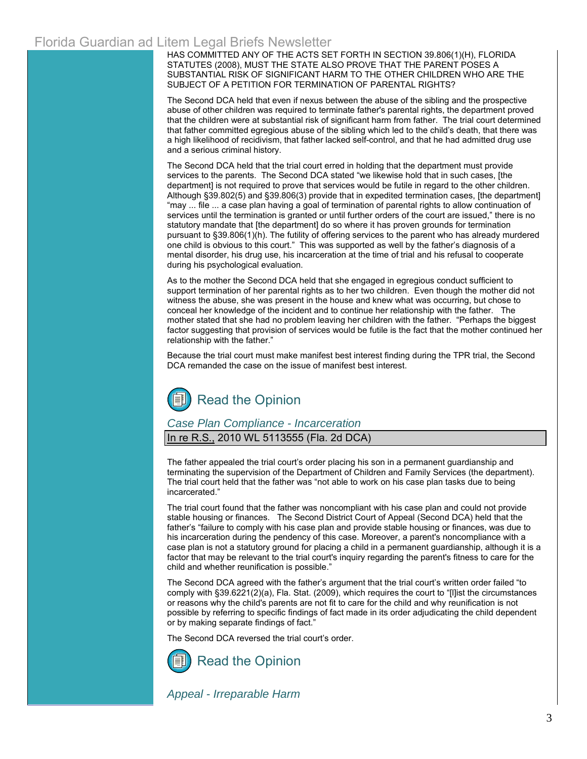HAS COMMITTED ANY OF THE ACTS SET FORTH IN SECTION 39.806(1)(H), FLORIDA STATUTES (2008), MUST THE STATE ALSO PROVE THAT THE PARENT POSES A SUBSTANTIAL RISK OF SIGNIFICANT HARM TO THE OTHER CHILDREN WHO ARE THE SUBJECT OF A PETITION FOR TERMINATION OF PARENTAL RIGHTS?

The Second DCA held that even if nexus between the abuse of the sibling and the prospective abuse of other children was required to terminate father's parental rights, the department proved that the children were at substantial risk of significant harm from father. The trial court determined that father committed egregious abuse of the sibling which led to the child's death, that there was a high likelihood of recidivism, that father lacked self-control, and that he had admitted drug use and a serious criminal history.

The Second DCA held that the trial court erred in holding that the department must provide services to the parents. The Second DCA stated "we likewise hold that in such cases, [the department] is not required to prove that services would be futile in regard to the other children. Although §39.802(5) and §39.806(3) provide that in expedited termination cases, [the department] "may ... file ... a case plan having a goal of termination of parental rights to allow continuation of services until the termination is granted or until further orders of the court are issued," there is no statutory mandate that [the department] do so where it has proven grounds for termination pursuant to §39.806(1)(h). The futility of offering services to the parent who has already murdered one child is obvious to this court." This was supported as well by the father's diagnosis of a mental disorder, his drug use, his incarceration at the time of trial and his refusal to cooperate during his psychological evaluation.

As to the mother the Second DCA held that she engaged in egregious conduct sufficient to support termination of her parental rights as to her two children. Even though the mother did not witness the abuse, she was present in the house and knew what was occurring, but chose to conceal her knowledge of the incident and to continue her relationship with the father. The mother stated that she had no problem leaving her children with the father. "Perhaps the biggest factor suggesting that provision of services would be futile is the fact that the mother continued her relationship with the father."

Because the trial court must make manifest best interest finding during the TPR trial, the Second DCA remanded the case on the issue of manifest best interest.

## Read the Opinion

### *Case Plan Compliance - Incarceration*

In re R.S., 2010 WL 5113555 (Fla. 2d DCA)

The father appealed the trial court's order placing his son in a permanent guardianship and terminating the supervision of the Department of Children and Family Services (the department). The trial court held that the father was "not able to work on his case plan tasks due to being incarcerated."

The trial court found that the father was noncompliant with his case plan and could not provide stable housing or finances. The Second District Court of Appeal (Second DCA) held that the father's "failure to comply with his case plan and provide stable housing or finances, was due to his incarceration during the pendency of this case. Moreover, a parent's noncompliance with a case plan is not a statutory ground for placing a child in a permanent guardianship, although it is a factor that may be relevant to the trial court's inquiry regarding the parent's fitness to care for the child and whether reunification is possible."

The Second DCA agreed with the father's argument that the trial court's written order failed "to comply with §39.6221(2)(a), Fla. Stat. (2009), which requires the court to "[l]ist the circumstances or reasons why the child's parents are not fit to care for the child and why reunification is not possible by referring to specific findings of fact made in its order adjudicating the child dependent or by making separate findings of fact."

The Second DCA reversed the trial court's order.

## Read the Opinion

### *Appeal - Irreparable Harm*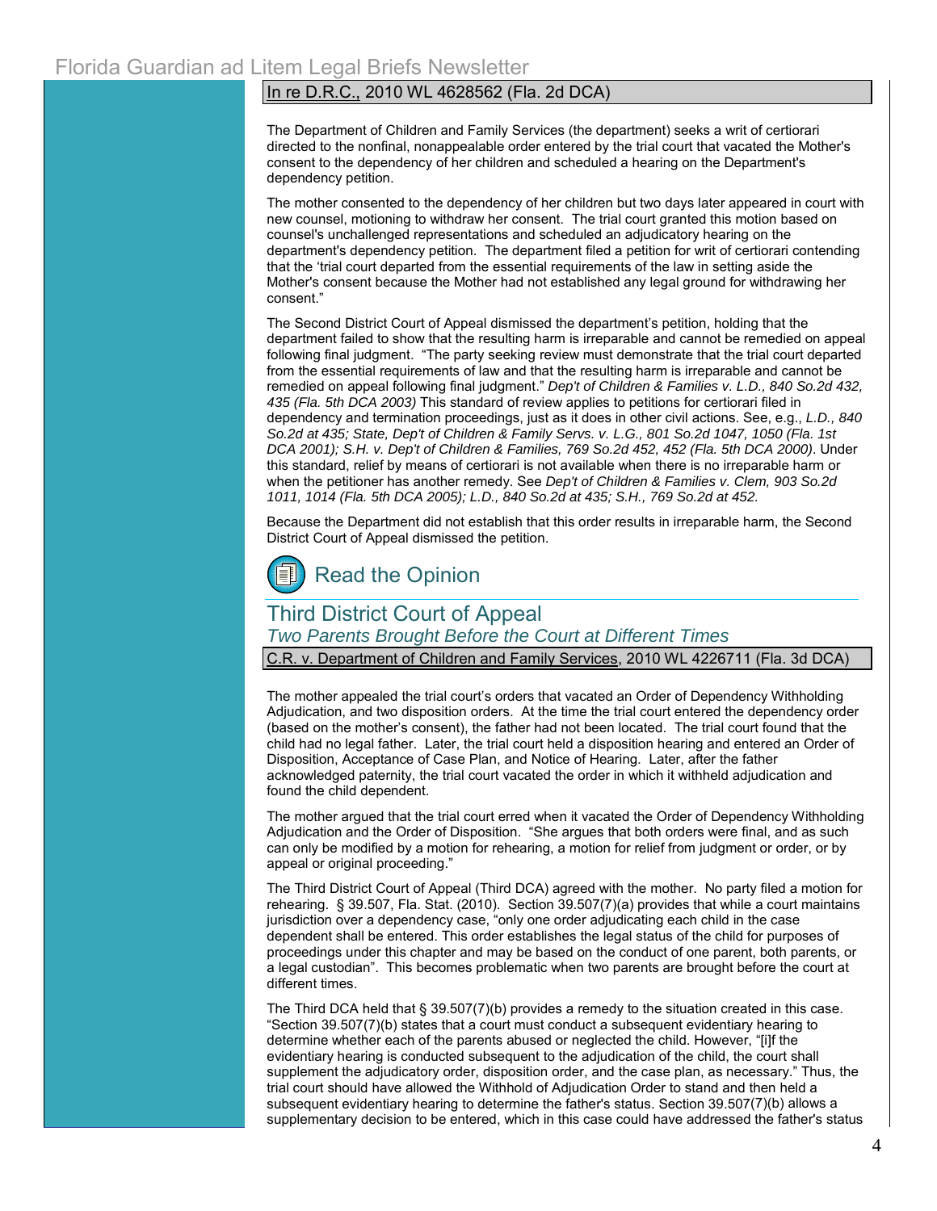In re D.R.C., 2010 WL 4628562 (Fla. 2d DCA)

The Department of Children and Family Services (the department) seeks a writ of certiorari directed to the nonfinal, nonappealable order entered by the trial court that vacated the Mother's consent to the dependency of her children and scheduled a hearing on the Department's dependency petition.

The mother consented to the dependency of her children but two days later appeared in court with new counsel, motioning to withdraw her consent. The trial court granted this motion based on counsel's unchallenged representations and scheduled an adjudicatory hearing on the department's dependency petition. The department filed a petition for writ of certiorari contending that the 'trial court departed from the essential requirements of the law in setting aside the Mother's consent because the Mother had not established any legal ground for withdrawing her consent."

The Second District Court of Appeal dismissed the department's petition, holding that the department failed to show that the resulting harm is irreparable and cannot be remedied on appeal following final judgment. "The party seeking review must demonstrate that the trial court departed from the essential requirements of law and that the resulting harm is irreparable and cannot be remedied on appeal following final judgment." *Dep't of Children & Families v. L.D., 840 So.2d 432, 435 (Fla. 5th DCA 2003)* This standard of review applies to petitions for certiorari filed in dependency and termination proceedings, just as it does in other civil actions. See, e.g., *L.D., 840 So.2d at 435; State, Dep't of Children & Family Servs. v. L.G., 801 So.2d 1047, 1050 (Fla. 1st DCA 2001); S.H. v. Dep't of Children & Families, 769 So.2d 452, 452 (Fla. 5th DCA 2000)*. Under this standard, relief by means of certiorari is not available when there is no irreparable harm or when the petitioner has another remedy. See *Dep't of Children & Families v. Clem, 903 So.2d 1011, 1014 (Fla. 5th DCA 2005); L.D., 840 So.2d at 435; S.H., 769 So.2d at 452.*

Because the Department did not establish that this order results in irreparable harm, the Second District Court of Appeal dismissed the petition.

Read the Opinion

## Third District Court of Appeal

*Two Parents Brought Before the Court at Different Times*

C.R. v. Department of Children and Family Services, 2010 WL 4226711 (Fla. 3d DCA)

The mother appealed the trial court's orders that vacated an Order of Dependency Withholding Adjudication, and two disposition orders. At the time the trial court entered the dependency order (based on the mother's consent), the father had not been located. The trial court found that the child had no legal father. Later, the trial court held a disposition hearing and entered an Order of Disposition, Acceptance of Case Plan, and Notice of Hearing. Later, after the father acknowledged paternity, the trial court vacated the order in which it withheld adjudication and found the child dependent.

The mother argued that the trial court erred when it vacated the Order of Dependency Withholding Adjudication and the Order of Disposition. "She argues that both orders were final, and as such can only be modified by a motion for rehearing, a motion for relief from judgment or order, or by appeal or original proceeding."

The Third District Court of Appeal (Third DCA) agreed with the mother. No party filed a motion for rehearing. § 39.507, Fla. Stat. (2010). Section 39.507(7)(a) provides that while a court maintains jurisdiction over a dependency case, "only one order adjudicating each child in the case dependent shall be entered. This order establishes the legal status of the child for purposes of proceedings under this chapter and may be based on the conduct of one parent, both parents, or a legal custodian". This becomes problematic when two parents are brought before the court at different times.

The Third DCA held that § 39.507(7)(b) provides a remedy to the situation created in this case. "Section 39.507(7)(b) states that a court must conduct a subsequent evidentiary hearing to determine whether each of the parents abused or neglected the child. However, "[i]f the evidentiary hearing is conducted subsequent to the adjudication of the child, the court shall supplement the adjudicatory order, disposition order, and the case plan, as necessary." Thus, the trial court should have allowed the Withhold of Adjudication Order to stand and then held a subsequent evidentiary hearing to determine the father's status. Section 39.507(7)(b) allows a supplementary decision to be entered, which in this case could have addressed the father's status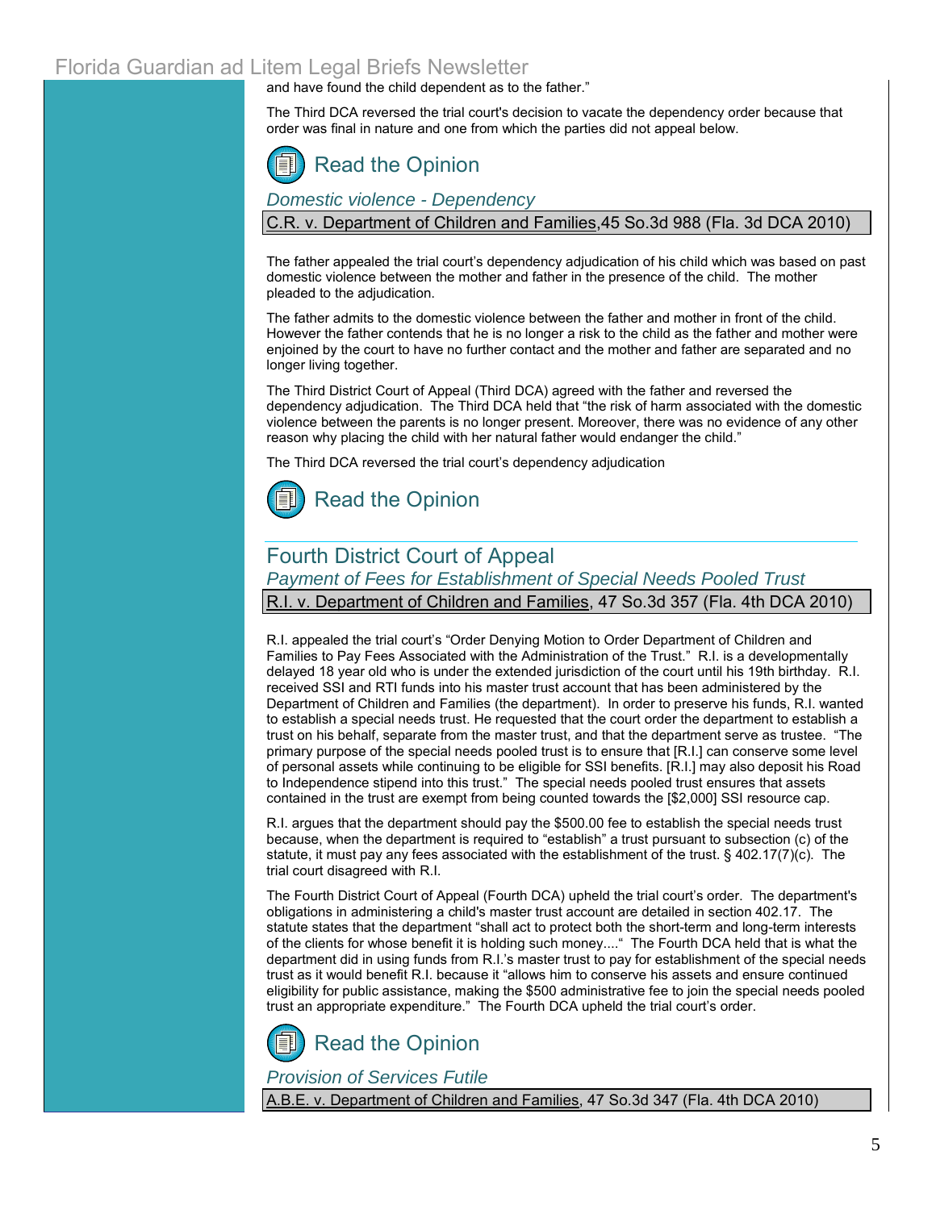and have found the child dependent as to the father."

The Third DCA reversed the trial court's decision to vacate the dependency order because that order was final in nature and one from which the parties did not appeal below.

Read the Opinion

*Domestic violence - Dependency*

**C.R. v. Department of Children and Families, 45 So.3d 988 (Fla. 3d DCA 2010)**

The father appealed the trial court's dependency adjudication of his child which was based on past domestic violence between the mother and father in the presence of the child. The mother pleaded to the adjudication.

The father admits to the domestic violence between the father and mother in front of the child. However the father contends that he is no longer a risk to the child as the father and mother were enjoined by the court to have no further contact and the mother and father are separated and no longer living together.

The Third District Court of Appeal (Third DCA) agreed with the father and reversed the dependency adjudication. The Third DCA held that "the risk of harm associated with the domestic violence between the parents is no longer present. Moreover, there was no evidence of any other reason why placing the child with her natural father would endanger the child."

The Third DCA reversed the trial court's dependency adjudication

Read the Opinion

## Fourth District Court of Appeal

*Payment of Fees for Establishment of Special Needs Pooled Trust*

**R.I. v. Department of Children and Families, 47 So.3d 357 (Fla. 4th DCA 2010)**

R.I. appealed the trial court's "Order Denying Motion to Order Department of Children and Families to Pay Fees Associated with the Administration of the Trust." R.I. is a developmentally delayed 18 year old who is under the extended jurisdiction of the court until his 19th birthday. R.I. received SSI and RTI funds into his master trust account that has been administered by the Department of Children and Families (the department). In order to preserve his funds, R.I. wanted to establish a special needs trust. He requested that the court order the department to establish a trust on his behalf, separate from the master trust, and that the department serve as trustee. "The primary purpose of the special needs pooled trust is to ensure that [R.I.] can conserve some level of personal assets while continuing to be eligible for SSI benefits. [R.I.] may also deposit his Road to Independence stipend into this trust." The special needs pooled trust ensures that assets contained in the trust are exempt from being counted towards the [$2,000] SSI resource cap.

R.I. argues that the department should pay the $500.00 fee to establish the special needs trust because, when the department is required to "establish" a trust pursuant to subsection (c) of the statute, it must pay any fees associated with the establishment of the trust. § 402.17(7)(c). The trial court disagreed with R.I.

The Fourth District Court of Appeal (Fourth DCA) upheld the trial court's order. The department's obligations in administering a child's master trust account are detailed in section 402.17. The statute states that the department "shall act to protect both the short-term and long-term interests of the clients for whose benefit it is holding such money...." The Fourth DCA held that is what the department did in using funds from R.I.'s master trust to pay for establishment of the special needs trust as it would benefit R.I. because it "allows him to conserve his assets and ensure continued eligibility for public assistance, making the $500 administrative fee to join the special needs pooled trust an appropriate expenditure." The Fourth DCA upheld the trial court's order.

Read the Opinion

*Provision of Services Futile*

**A.B.E. v. Department of Children and Families, 47 So.3d 347 (Fla. 4th DCA 2010)**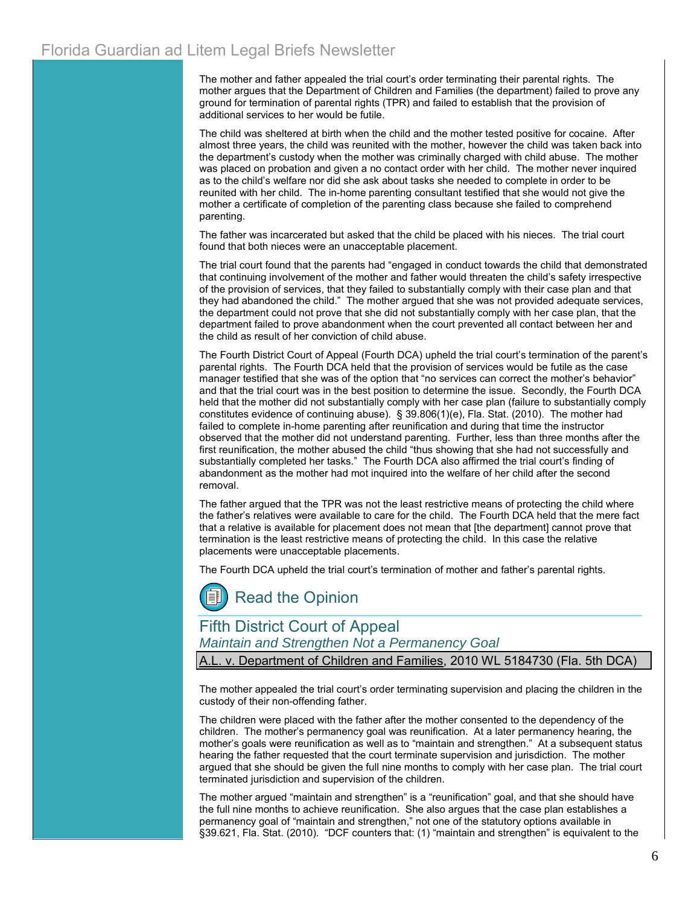The mother and father appealed the trial court's order terminating their parental rights. The mother argues that the Department of Children and Families (the department) failed to prove any ground for termination of parental rights (TPR) and failed to establish that the provision of additional services to her would be futile.

The child was sheltered at birth when the child and the mother tested positive for cocaine. After almost three years, the child was reunited with the mother, however the child was taken back into the department's custody when the mother was criminally charged with child abuse. The mother was placed on probation and given a no contact order with her child. The mother never inquired as to the child's welfare nor did she ask about tasks she needed to complete in order to be reunited with her child. The in-home parenting consultant testified that she would not give the mother a certificate of completion of the parenting class because she failed to comprehend parenting.

The father was incarcerated but asked that the child be placed with his nieces. The trial court found that both nieces were an unacceptable placement.

The trial court found that the parents had "engaged in conduct towards the child that demonstrated that continuing involvement of the mother and father would threaten the child's safety irrespective of the provision of services, that they failed to substantially comply with their case plan and that they had abandoned the child." The mother argued that she was not provided adequate services, the department could not prove that she did not substantially comply with her case plan, that the department failed to prove abandonment when the court prevented all contact between her and the child as result of her conviction of child abuse.

The Fourth District Court of Appeal (Fourth DCA) upheld the trial court's termination of the parent's parental rights. The Fourth DCA held that the provision of services would be futile as the case manager testified that she was of the option that "no services can correct the mother's behavior" and that the trial court was in the best position to determine the issue. Secondly, the Fourth DCA held that the mother did not substantially comply with her case plan (failure to substantially comply constitutes evidence of continuing abuse). § 39.806(1)(e), Fla. Stat. (2010). The mother had failed to complete in-home parenting after reunification and during that time the instructor observed that the mother did not understand parenting. Further, less than three months after the first reunification, the mother abused the child "thus showing that she had not successfully and substantially completed her tasks." The Fourth DCA also affirmed the trial court's finding of abandonment as the mother had mot inquired into the welfare of her child after the second removal.

The father argued that the TPR was not the least restrictive means of protecting the child where the father's relatives were available to care for the child. The Fourth DCA held that the mere fact that a relative is available for placement does not mean that [the department] cannot prove that termination is the least restrictive means of protecting the child. In this case the relative placements were unacceptable placements.

The Fourth DCA upheld the trial court's termination of mother and father's parental rights.

## Read the Opinion

## Fifth District Court of Appeal

### *Maintain and Strengthen Not a Permanency Goal*

A.L. v. Department of Children and Families, 2010 WL 5184730 (Fla. 5th DCA)

The mother appealed the trial court's order terminating supervision and placing the children in the custody of their non-offending father.

The children were placed with the father after the mother consented to the dependency of the children. The mother's permanency goal was reunification. At a later permanency hearing, the mother's goals were reunification as well as to "maintain and strengthen." At a subsequent status hearing the father requested that the court terminate supervision and jurisdiction. The mother argued that she should be given the full nine months to comply with her case plan. The trial court terminated jurisdiction and supervision of the children.

The mother argued "maintain and strengthen" is a "reunification" goal, and that she should have the full nine months to achieve reunification. She also argues that the case plan establishes a permanency goal of "maintain and strengthen," not one of the statutory options available in §39.621, Fla. Stat. (2010). "DCF counters that: (1) "maintain and strengthen" is equivalent to the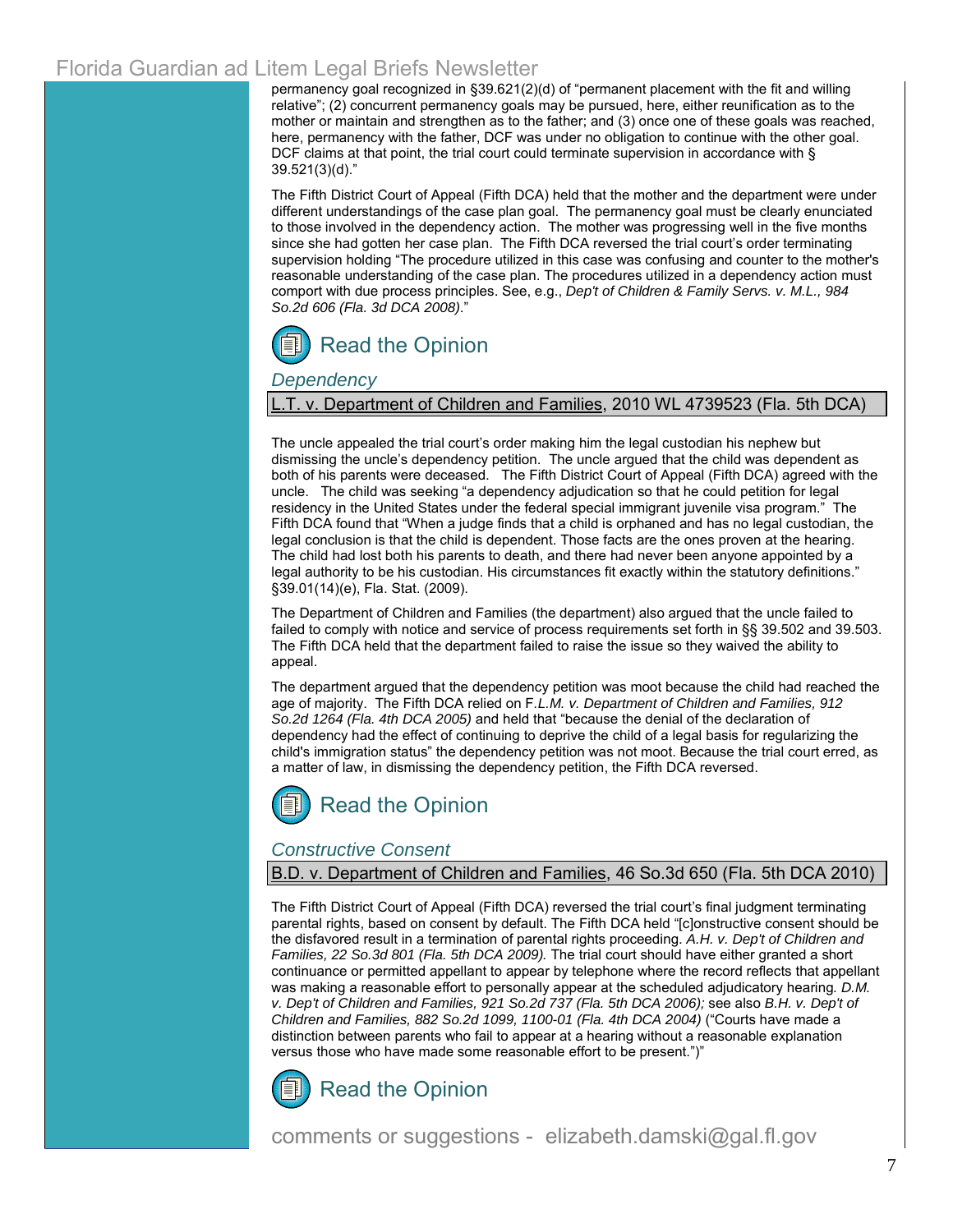permanency goal recognized in §39.621(2)(d) of "permanent placement with the fit and willing relative"; (2) concurrent permanency goals may be pursued, here, either reunification as to the mother or maintain and strengthen as to the father; and (3) once one of these goals was reached, here, permanency with the father, DCF was under no obligation to continue with the other goal. DCF claims at that point, the trial court could terminate supervision in accordance with § 39.521(3)(d)."

The Fifth District Court of Appeal (Fifth DCA) held that the mother and the department were under different understandings of the case plan goal. The permanency goal must be clearly enunciated to those involved in the dependency action. The mother was progressing well in the five months since she had gotten her case plan. The Fifth DCA reversed the trial court's order terminating supervision holding "The procedure utilized in this case was confusing and counter to the mother's reasonable understanding of the case plan. The procedures utilized in a dependency action must comport with due process principles. See, e.g., *Dep't of Children & Family Servs. v. M.L., 984 So.2d 606 (Fla. 3d DCA 2008)*."

Read the Opinion

*Dependency*

L.T. v. Department of Children and Families, 2010 WL 4739523 (Fla. 5th DCA)

The uncle appealed the trial court's order making him the legal custodian his nephew but dismissing the uncle's dependency petition. The uncle argued that the child was dependent as both of his parents were deceased. The Fifth District Court of Appeal (Fifth DCA) agreed with the uncle. The child was seeking "a dependency adjudication so that he could petition for legal residency in the United States under the federal special immigrant juvenile visa program." The Fifth DCA found that "When a judge finds that a child is orphaned and has no legal custodian, the legal conclusion is that the child is dependent. Those facts are the ones proven at the hearing. The child had lost both his parents to death, and there had never been anyone appointed by a legal authority to be his custodian. His circumstances fit exactly within the statutory definitions." §39.01(14)(e), Fla. Stat. (2009).

The Department of Children and Families (the department) also argued that the uncle failed to failed to comply with notice and service of process requirements set forth in §§ 39.502 and 39.503. The Fifth DCA held that the department failed to raise the issue so they waived the ability to appeal.

The department argued that the dependency petition was moot because the child had reached the age of majority. The Fifth DCA relied on F.*L.M. v. Department of Children and Families, 912 So.2d 1264 (Fla. 4th DCA 2005)* and held that "because the denial of the declaration of dependency had the effect of continuing to deprive the child of a legal basis for regularizing the child's immigration status" the dependency petition was not moot. Because the trial court erred, as a matter of law, in dismissing the dependency petition, the Fifth DCA reversed.

Read the Opinion

*Constructive Consent*

B.D. v. Department of Children and Families, 46 So.3d 650 (Fla. 5th DCA 2010)

The Fifth District Court of Appeal (Fifth DCA) reversed the trial court's final judgment terminating parental rights, based on consent by default. The Fifth DCA held "[c]onstructive consent should be the disfavored result in a termination of parental rights proceeding. *A.H. v. Dep't of Children and Families, 22 So.3d 801 (Fla. 5th DCA 2009).* The trial court should have either granted a short continuance or permitted appellant to appear by telephone where the record reflects that appellant was making a reasonable effort to personally appear at the scheduled adjudicatory hearing. *D.M. v. Dep't of Children and Families, 921 So.2d 737 (Fla. 5th DCA 2006);* see also *B.H. v. Dep't of Children and Families, 882 So.2d 1099, 1100-01 (Fla. 4th DCA 2004)* ("Courts have made a distinction between parents who fail to appear at a hearing without a reasonable explanation versus those who have made some reasonable effort to be present.")"

Read the Opinion

comments or suggestions - elizabeth.damski@gal.fl.gov